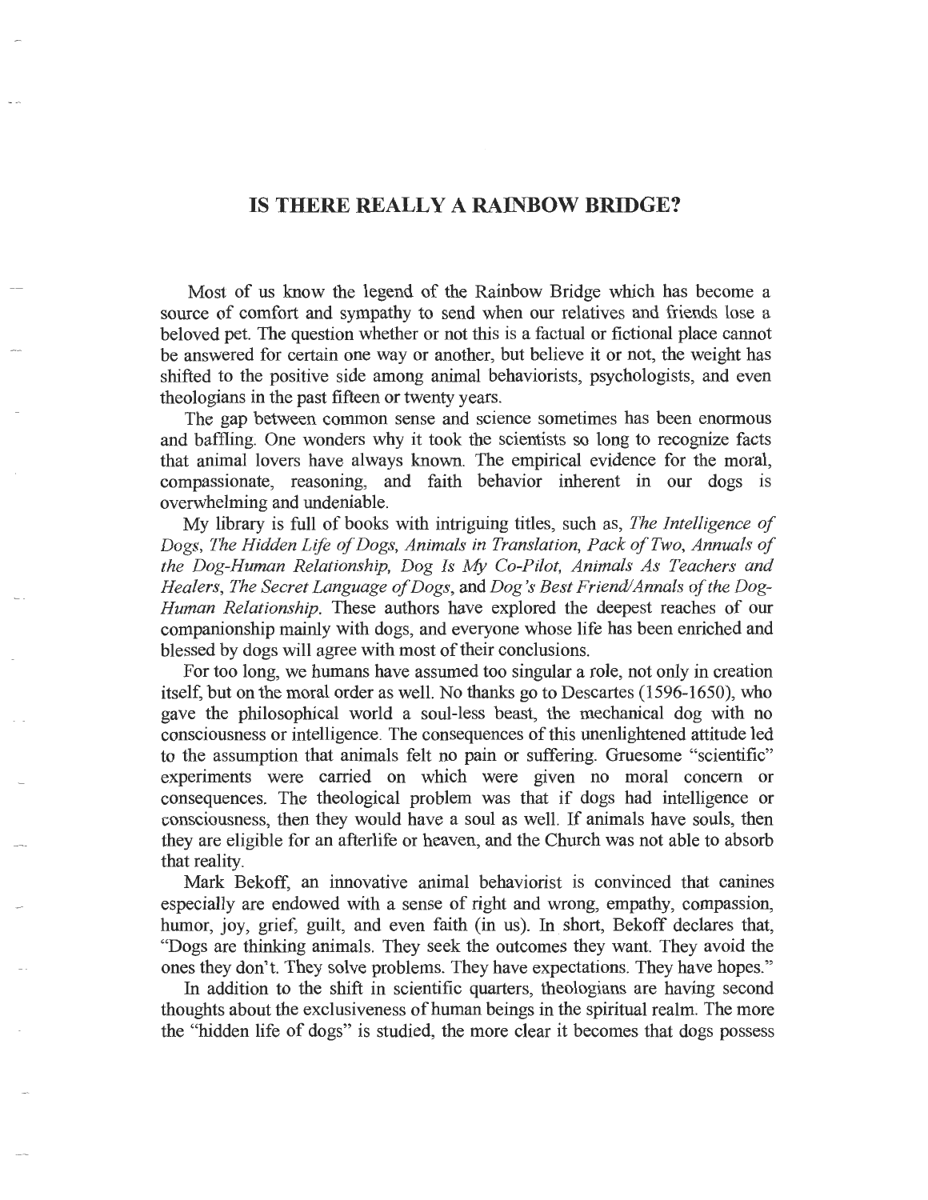# IS THERE REALLY A RAINBOW BRIDGE?

Most of us know the legend of the Rainbow Bridge which has become a source of comfort and sympathy to send when our relatives and friends lose a beloved pet. The question whether or not this is a factual or fictional place cannot be answered for certain one way or another, but believe it or not, the weight has shifted to the positive side among animal behaviorists, psychologists, and even theologians in the past fifteen or twenty years.

The gap between common sense and science sometimes has been enormous and baffling. One wonders why it took the scientists so long to recognize facts that animal lovers have always known. The empirical evidence for the moral, compassionate, reasoning, and faith behavior inherent in our dogs is overwhelming and undeniable.

My library is full of books with intriguing titles, such as, *The Intelligence of Dogs*, *The Hidden Life of Dogs*, *Animals in Translation*, *Pack of Two*, *Annuals of the Dog-Human Relationship*, *Dog Is My Co-Pilot*, *Animals As Teachers and Healers*, *The Secret Language of Dogs*, and *Dog's Best Friend/Annals of the Dog-Human Relationship*. These authors have explored the deepest reaches of our companionship mainly with dogs, and everyone whose life has been enriched and blessed by dogs will agree with most of their conclusions.

For too long, we humans have assumed too singular a role, not only in creation itself, but on the moral order as well. No thanks go to Descartes (1596-1650), who gave the philosophical world a soul-less beast, the mechanical dog with no consciousness or intelligence. The consequences of this unenlightened attitude led to the assumption that animals felt no pain or suffering. Gruesome "scientific" experiments were carried on which were given no moral concern or consequences. The theological problem was that if dogs had intelligence or consciousness, then they would have a soul as well. If animals have souls, then they are eligible for an afterlife or heaven, and the Church was not able to absorb that reality.

Mark Bekoff, an innovative animal behaviorist is convinced that canines especially are endowed with a sense of right and wrong, empathy, compassion, humor, joy, grief, guilt, and even faith (in us). In short, Bekoff declares that, "Dogs are thinking animals. They seek the outcomes they want. They avoid the ones they don't. They solve problems. They have expectations. They have hopes."

In addition to the shift in scientific quarters, theologians are having second thoughts about the exclusiveness of human beings in the spiritual realm. The more the "hidden life of dogs" is studied, the more clear it becomes that dogs possess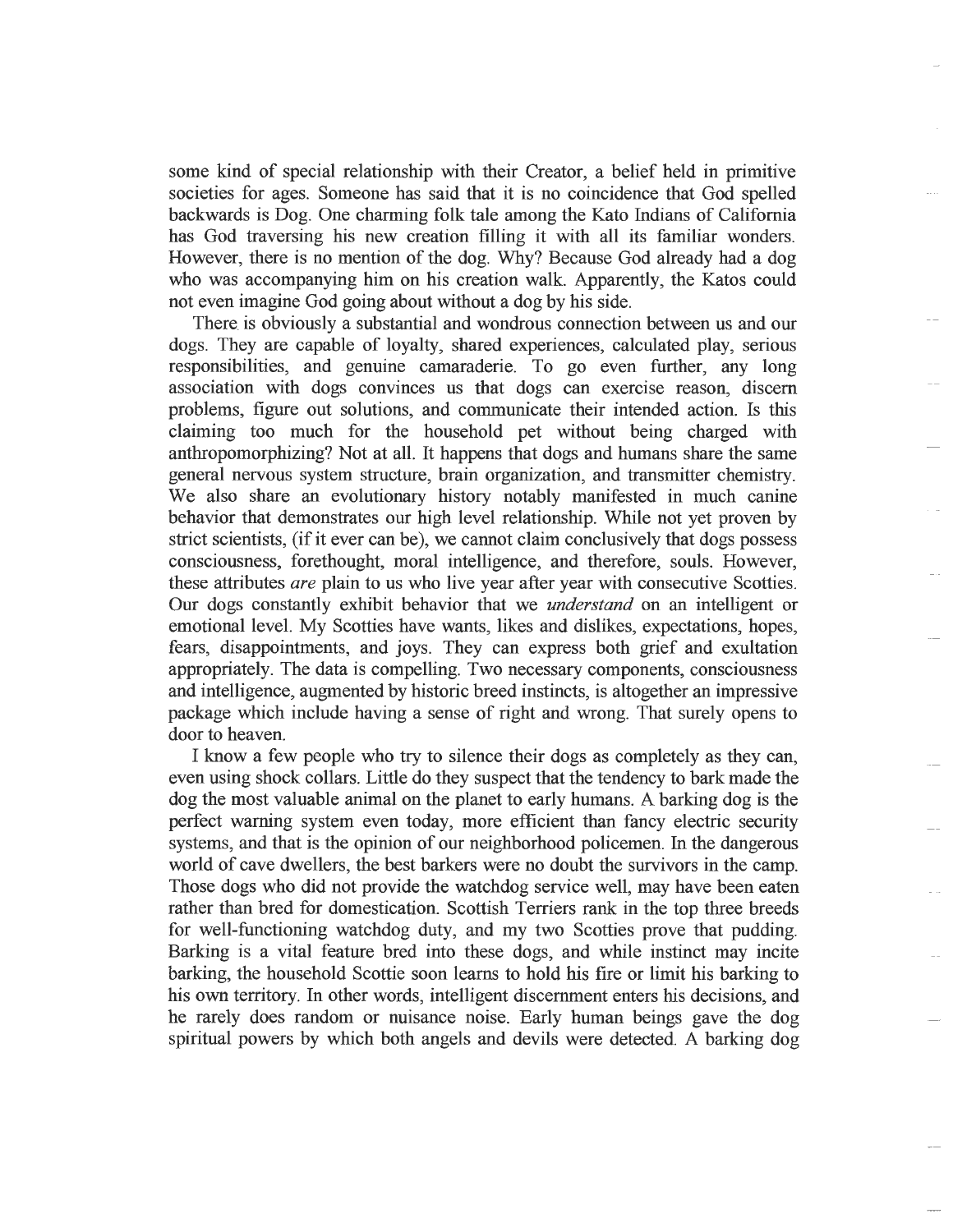some kind of special relationship with their Creator, a belief held in primitive societies for ages. Someone has said that it is no coincidence that God spelled backwards is Dog. One charming folk tale among the Kato Indians of California has God traversing his new creation filling it with all its familiar wonders. However, there is no mention of the dog. Why? Because God already had a dog who was accompanying him on his creation walk. Apparently, the Katos could not even imagine God going about without a dog by his side.

There is obviously a substantial and wondrous connection between us and our dogs. They are capable of loyalty, shared experiences, calculated play, serious responsibilities, and genuine camaraderie. To go even further, any long association with dogs convinces us that dogs can exercise reason, discern problems, figure out solutions, and communicate their intended action. Is this claiming too much for the household pet without being charged with anthropomorphizing? Not at all. It happens that dogs and humans share the same general nervous system structure, brain organization, and transmitter chemistry. We also share an evolutionary history notably manifested in much canine behavior that demonstrates our high level relationship. While not yet proven by strict scientists, (if it ever can be), we cannot claim conclusively that dogs possess consciousness, forethought, moral intelligence, and therefore, souls. However, these attributes *are* plain to us who live year after year with consecutive Scotties. Our dogs constantly exhibit behavior that we *understand* on an intelligent or emotional level. My Scotties have wants, likes and dislikes, expectations, hopes, fears, disappointments, and joys. They can express both grief and exultation appropriately. The data is compelling. Two necessary components, consciousness and intelligence, augmented by historic breed instincts, is altogether an impressive package which include having a sense of right and wrong. That surely opens to door to heaven.

I know a few people who try to silence their dogs as completely as they can, even using shock collars. Little do they suspect that the tendency to bark made the dog the most valuable animal on the planet to early humans. A barking dog is the perfect warning system even today, more efficient than fancy electric security systems, and that is the opinion of our neighborhood policemen. In the dangerous world of cave dwellers, the best barkers were no doubt the survivors in the camp. Those dogs who did not provide the watchdog service well, may have been eaten rather than bred for domestication. Scottish Terriers rank in the top three breeds for well-functioning watchdog duty, and my two Scotties prove that pudding. Barking is a vital feature bred into these dogs, and while instinct may incite barking, the household Scottie soon learns to hold his fire or limit his barking to his own territory. In other words, intelligent discernment enters his decisions, and he rarely does random or nuisance noise. Early human beings gave the dog spiritual powers by which both angels and devils were detected. A barking dog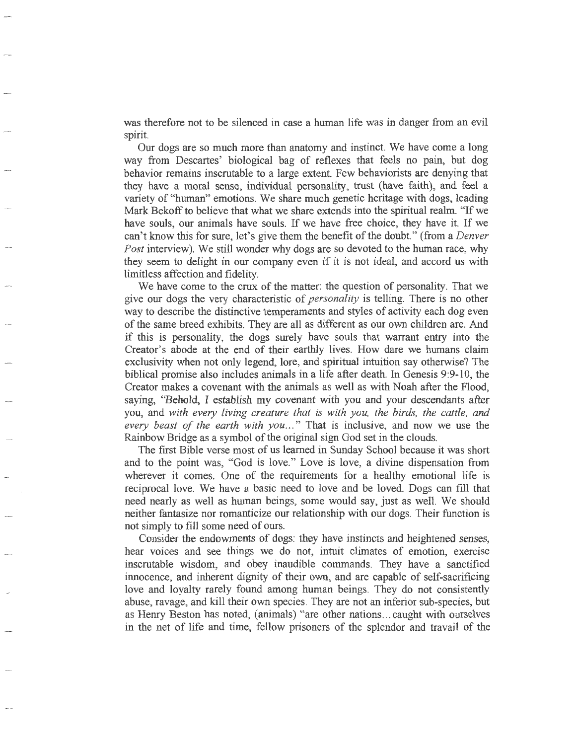was therefore not to be silenced in case a human life was in danger from an evil spirit.

Our dogs are so much more than anatomy and instinct. We have come a long way from Descartes' biological bag of reflexes that feels no pain, but dog behavior remains inscrutable to a large extent. Few behaviorists are denying that they have a moral sense, individual personality, trust (have faith), and feel a variety of "human" emotions. We share much genetic heritage with dogs, leading Mark Bekoff to believe that what we share extends into the spiritual realm. "If we have souls, our animals have souls. If we have free choice, they have it. If we can't know this for sure, let's give them the benefit of the doubt." (from a *Denver Post* interview). We still wonder why dogs are so devoted to the human race, why they seem to delight in our company even if it is not ideal, and accord us with limitless affection and fidelity.

We have come to the crux of the matter: the question of personality. That we give our dogs the very characteristic of *personality* is telling. There is no other way to describe the distinctive temperaments and styles of activity each dog even of the same breed exhibits. They are all as different as our own children are. And if this is personality, the dogs surely have souls that warrant entry into the Creator's abode at the end of their earthly lives. How dare we humans claim exclusivity when not only legend, lore, and spiritual intuition say otherwise? The biblical promise also includes animals in a life after death. In Genesis 9:9-10, the Creator makes a covenant with the animals as well as with Noah after the Flood, saying, "Behold, I establish my covenant with you and your descendants after you, and *with every living creature that is with you, the birds, the cattle, and every beast of the earth with you...*" That is inclusive, and now we use the Rainbow Bridge as a symbol of the original sign God set in the clouds.

The first Bible verse most of us learned in Sunday School because it was short and to the point was, "God is love." Love is love, a divine dispensation from wherever it comes. One of the requirements for a healthy emotional life is reciprocal love. We have a basic need to love and be loved. Dogs can fill that need nearly as well as human beings, some would say, just as well. We should neither fantasize nor romanticize our relationship with our dogs. Their function is not simply to fill some need of ours.

Consider the endowments of dogs: they have instincts and heightened senses, hear voices and see things we do not, intuit climates of emotion, exercise inscrutable wisdom, and obey inaudible commands. They have a sanctified innocence, and inherent dignity of their own, and are capable of self-sacrificing love and loyalty rarely found among human beings. They do not consistently abuse, ravage, and kill their own species. They are not an inferior sub-species, but as Henry Beston has noted, (animals) "are other nations... caught with ourselves in the net of life and time, fellow prisoners of the splendor and travail of the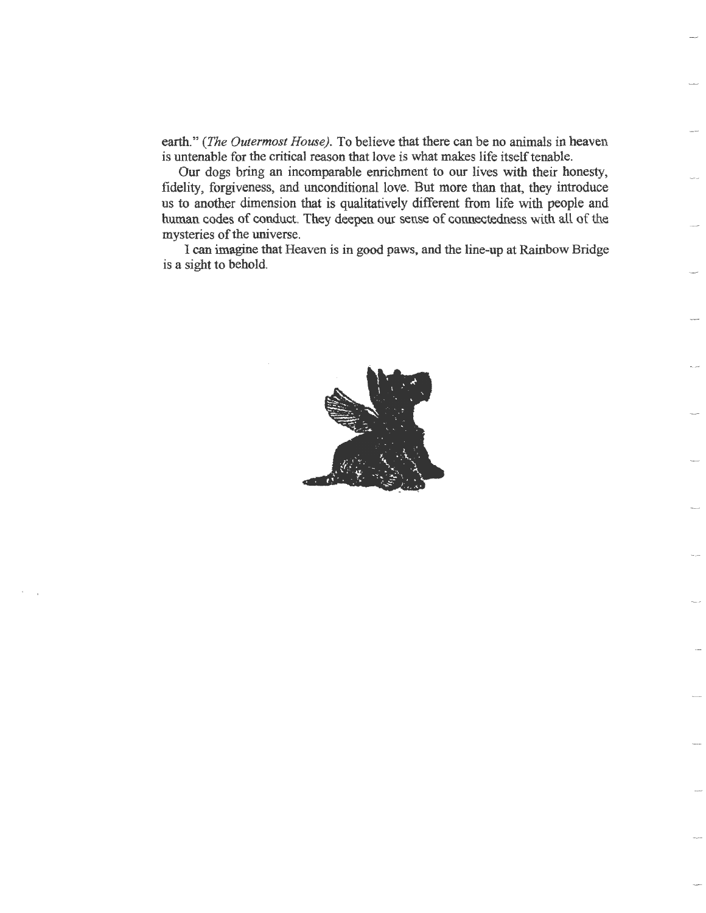earth." (*The Outermost House*). To believe that there can be no animals in heaven is untenable for the critical reason that love is what makes life itself tenable.

Our dogs bring an incomparable enrichment to our lives with their honesty, fidelity, forgiveness, and unconditional love. But more than that, they introduce us to another dimension that is qualitatively different from life with people and human codes of conduct. They deepen our sense of connectedness with all of the mysteries of the universe.

I can imagine that Heaven is in good paws, and the line-up at Rainbow Bridge is a sight to behold.